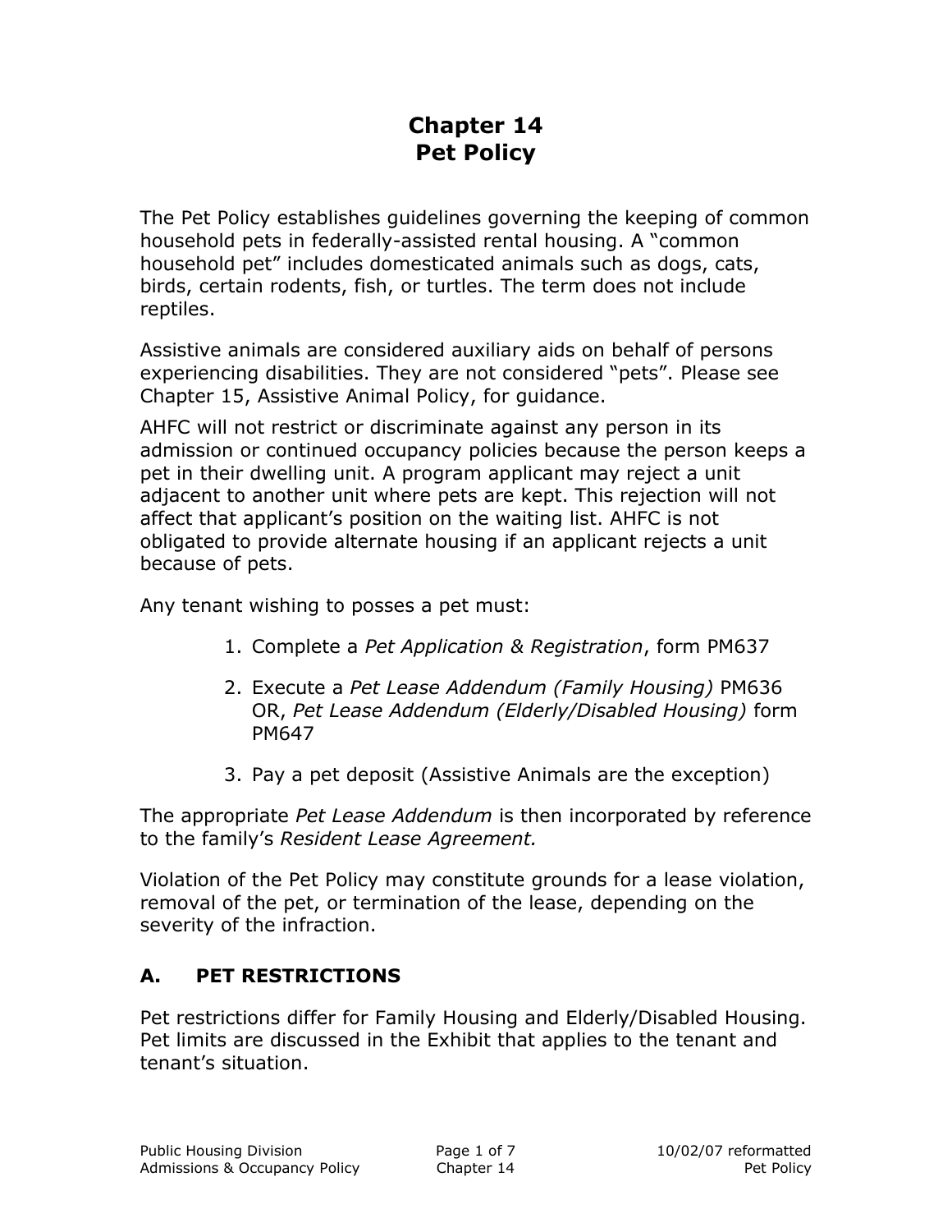# Chapter 14
# Pet Policy

The Pet Policy establishes guidelines governing the keeping of common household pets in federally-assisted rental housing. A "common household pet" includes domesticated animals such as dogs, cats, birds, certain rodents, fish, or turtles. The term does not include reptiles.

Assistive animals are considered auxiliary aids on behalf of persons experiencing disabilities. They are not considered "pets". Please see Chapter 15, Assistive Animal Policy, for guidance.

AHFC will not restrict or discriminate against any person in its admission or continued occupancy policies because the person keeps a pet in their dwelling unit. A program applicant may reject a unit adjacent to another unit where pets are kept. This rejection will not affect that applicant's position on the waiting list. AHFC is not obligated to provide alternate housing if an applicant rejects a unit because of pets.

Any tenant wishing to posses a pet must:

1. Complete a *Pet Application & Registration*, form PM637
2. Execute a *Pet Lease Addendum (Family Housing)* PM636 OR, *Pet Lease Addendum (Elderly/Disabled Housing)* form PM647
3. Pay a pet deposit (Assistive Animals are the exception)

The appropriate *Pet Lease Addendum* is then incorporated by reference to the family's *Resident Lease Agreement.*

Violation of the Pet Policy may constitute grounds for a lease violation, removal of the pet, or termination of the lease, depending on the severity of the infraction.

## A. PET RESTRICTIONS

Pet restrictions differ for Family Housing and Elderly/Disabled Housing. Pet limits are discussed in the Exhibit that applies to the tenant and tenant's situation.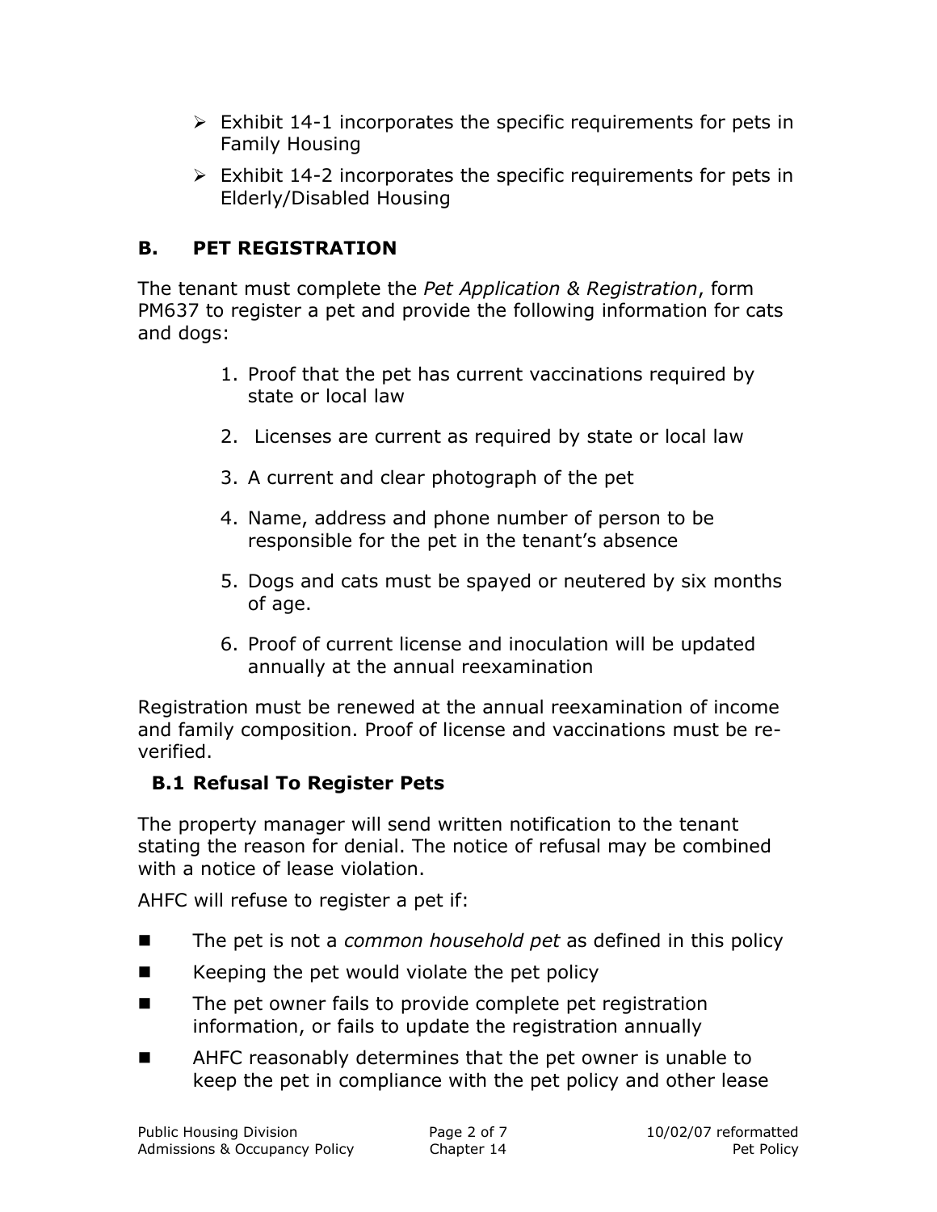- Exhibit 14-1 incorporates the specific requirements for pets in Family Housing
- Exhibit 14-2 incorporates the specific requirements for pets in Elderly/Disabled Housing

## B. PET REGISTRATION

The tenant must complete the *Pet Application & Registration*, form PM637 to register a pet and provide the following information for cats and dogs:

1. Proof that the pet has current vaccinations required by state or local law
2. Licenses are current as required by state or local law
3. A current and clear photograph of the pet
4. Name, address and phone number of person to be responsible for the pet in the tenant's absence
5. Dogs and cats must be spayed or neutered by six months of age.
6. Proof of current license and inoculation will be updated annually at the annual reexamination

Registration must be renewed at the annual reexamination of income and family composition. Proof of license and vaccinations must be re-verified.

### B.1 Refusal To Register Pets

The property manager will send written notification to the tenant stating the reason for denial. The notice of refusal may be combined with a notice of lease violation.

AHFC will refuse to register a pet if:

- The pet is not a *common household pet* as defined in this policy
- Keeping the pet would violate the pet policy
- The pet owner fails to provide complete pet registration information, or fails to update the registration annually
- AHFC reasonably determines that the pet owner is unable to keep the pet in compliance with the pet policy and other lease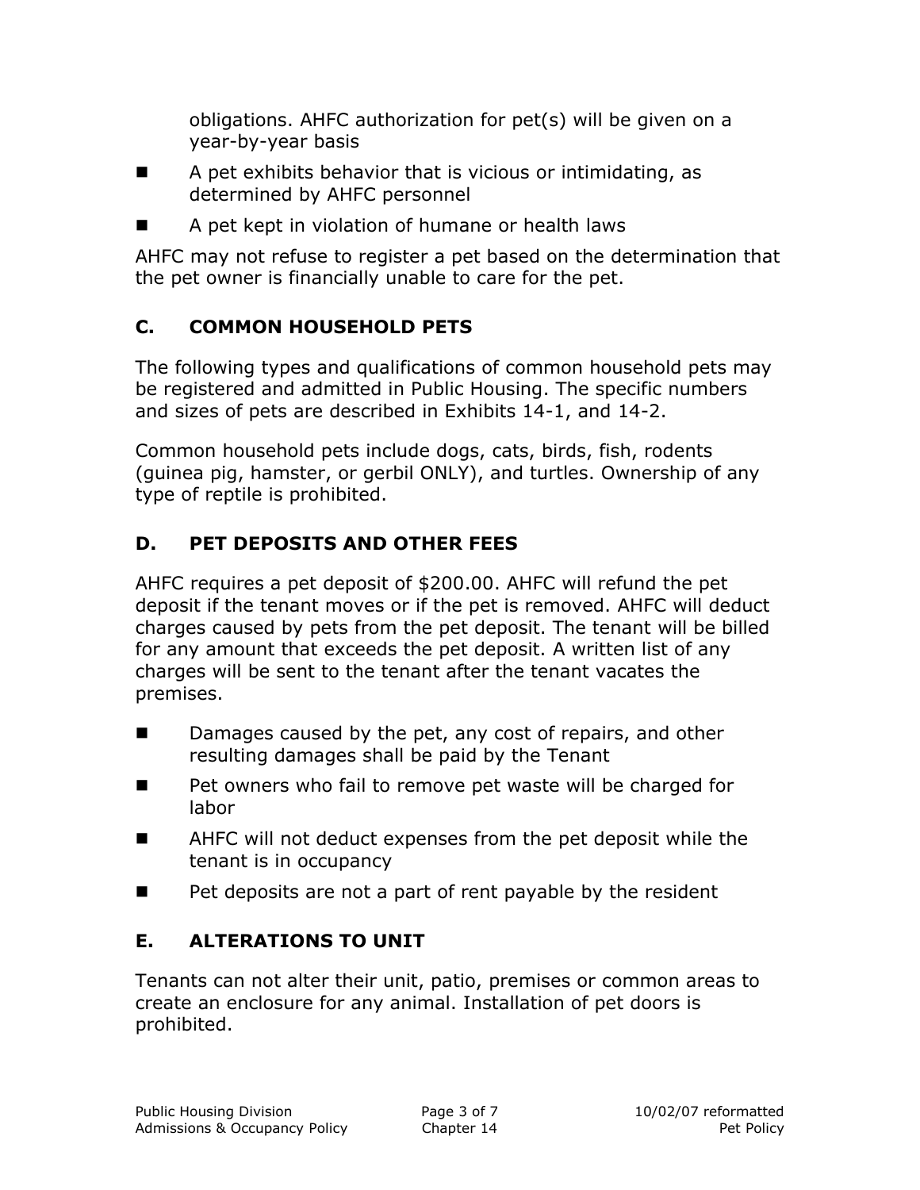obligations. AHFC authorization for pet(s) will be given on a year-by-year basis

- A pet exhibits behavior that is vicious or intimidating, as determined by AHFC personnel
- A pet kept in violation of humane or health laws

AHFC may not refuse to register a pet based on the determination that the pet owner is financially unable to care for the pet.

## C. COMMON HOUSEHOLD PETS

The following types and qualifications of common household pets may be registered and admitted in Public Housing. The specific numbers and sizes of pets are described in Exhibits 14-1, and 14-2.

Common household pets include dogs, cats, birds, fish, rodents (guinea pig, hamster, or gerbil ONLY), and turtles. Ownership of any type of reptile is prohibited.

## D. PET DEPOSITS AND OTHER FEES

AHFC requires a pet deposit of $200.00. AHFC will refund the pet deposit if the tenant moves or if the pet is removed. AHFC will deduct charges caused by pets from the pet deposit. The tenant will be billed for any amount that exceeds the pet deposit. A written list of any charges will be sent to the tenant after the tenant vacates the premises.

- Damages caused by the pet, any cost of repairs, and other resulting damages shall be paid by the Tenant
- Pet owners who fail to remove pet waste will be charged for labor
- AHFC will not deduct expenses from the pet deposit while the tenant is in occupancy
- Pet deposits are not a part of rent payable by the resident

## E. ALTERATIONS TO UNIT

Tenants can not alter their unit, patio, premises or common areas to create an enclosure for any animal. Installation of pet doors is prohibited.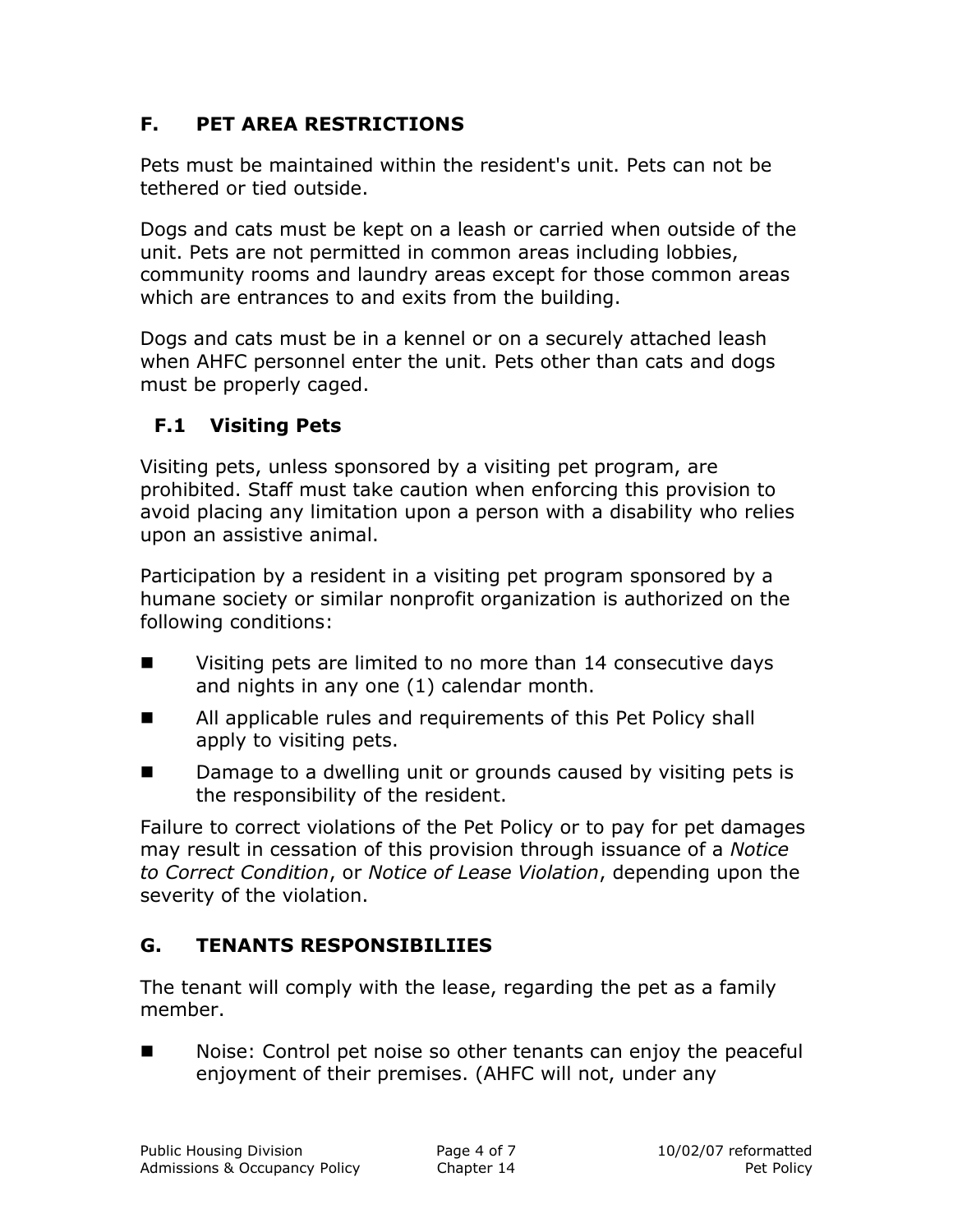## F. PET AREA RESTRICTIONS

Pets must be maintained within the resident's unit. Pets can not be tethered or tied outside.

Dogs and cats must be kept on a leash or carried when outside of the unit. Pets are not permitted in common areas including lobbies, community rooms and laundry areas except for those common areas which are entrances to and exits from the building.

Dogs and cats must be in a kennel or on a securely attached leash when AHFC personnel enter the unit. Pets other than cats and dogs must be properly caged.

### F.1 Visiting Pets

Visiting pets, unless sponsored by a visiting pet program, are prohibited. Staff must take caution when enforcing this provision to avoid placing any limitation upon a person with a disability who relies upon an assistive animal.

Participation by a resident in a visiting pet program sponsored by a humane society or similar nonprofit organization is authorized on the following conditions:

- Visiting pets are limited to no more than 14 consecutive days and nights in any one (1) calendar month.
- All applicable rules and requirements of this Pet Policy shall apply to visiting pets.
- Damage to a dwelling unit or grounds caused by visiting pets is the responsibility of the resident.

Failure to correct violations of the Pet Policy or to pay for pet damages may result in cessation of this provision through issuance of a *Notice to Correct Condition*, or *Notice of Lease Violation*, depending upon the severity of the violation.

## G. TENANTS RESPONSIBILIIES

The tenant will comply with the lease, regarding the pet as a family member.

- Noise: Control pet noise so other tenants can enjoy the peaceful enjoyment of their premises. (AHFC will not, under any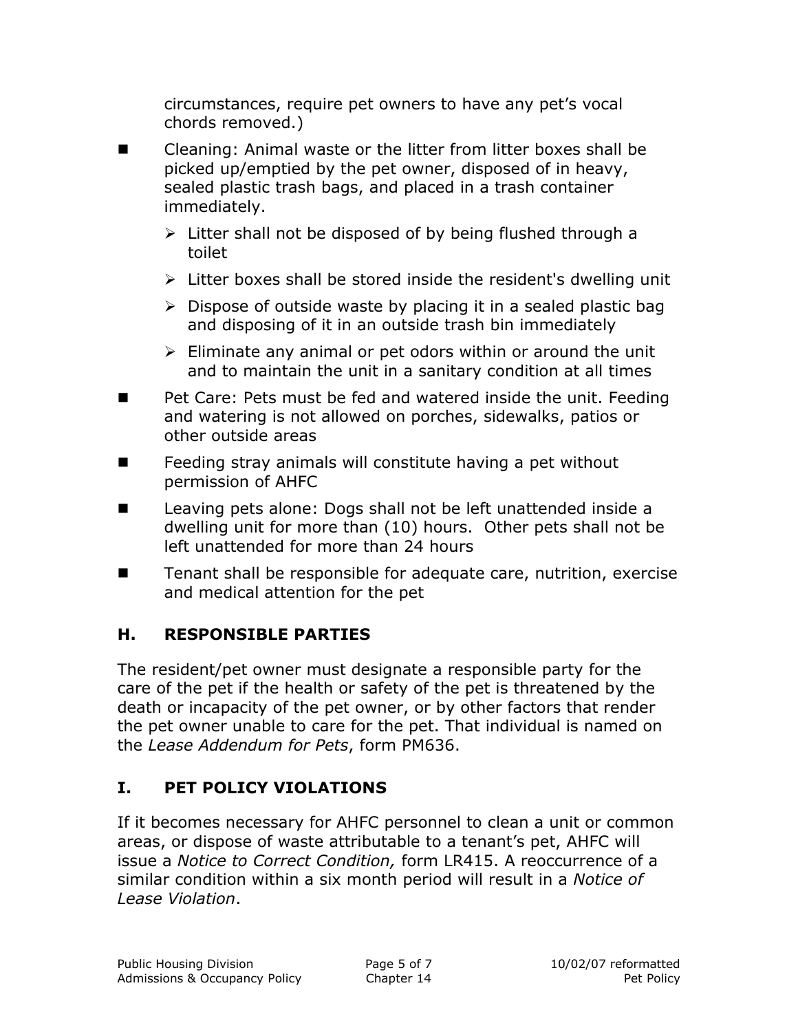circumstances, require pet owners to have any pet's vocal chords removed.)

- Cleaning: Animal waste or the litter from litter boxes shall be picked up/emptied by the pet owner, disposed of in heavy, sealed plastic trash bags, and placed in a trash container immediately.
  - Litter shall not be disposed of by being flushed through a toilet
  - Litter boxes shall be stored inside the resident's dwelling unit
  - Dispose of outside waste by placing it in a sealed plastic bag and disposing of it in an outside trash bin immediately
  - Eliminate any animal or pet odors within or around the unit and to maintain the unit in a sanitary condition at all times
- Pet Care: Pets must be fed and watered inside the unit. Feeding and watering is not allowed on porches, sidewalks, patios or other outside areas
- Feeding stray animals will constitute having a pet without permission of AHFC
- Leaving pets alone: Dogs shall not be left unattended inside a dwelling unit for more than (10) hours. Other pets shall not be left unattended for more than 24 hours
- Tenant shall be responsible for adequate care, nutrition, exercise and medical attention for the pet

## H. RESPONSIBLE PARTIES

The resident/pet owner must designate a responsible party for the care of the pet if the health or safety of the pet is threatened by the death or incapacity of the pet owner, or by other factors that render the pet owner unable to care for the pet. That individual is named on the *Lease Addendum for Pets*, form PM636.

## I. PET POLICY VIOLATIONS

If it becomes necessary for AHFC personnel to clean a unit or common areas, or dispose of waste attributable to a tenant's pet, AHFC will issue a *Notice to Correct Condition,* form LR415. A reoccurrence of a similar condition within a six month period will result in a *Notice of Lease Violation*.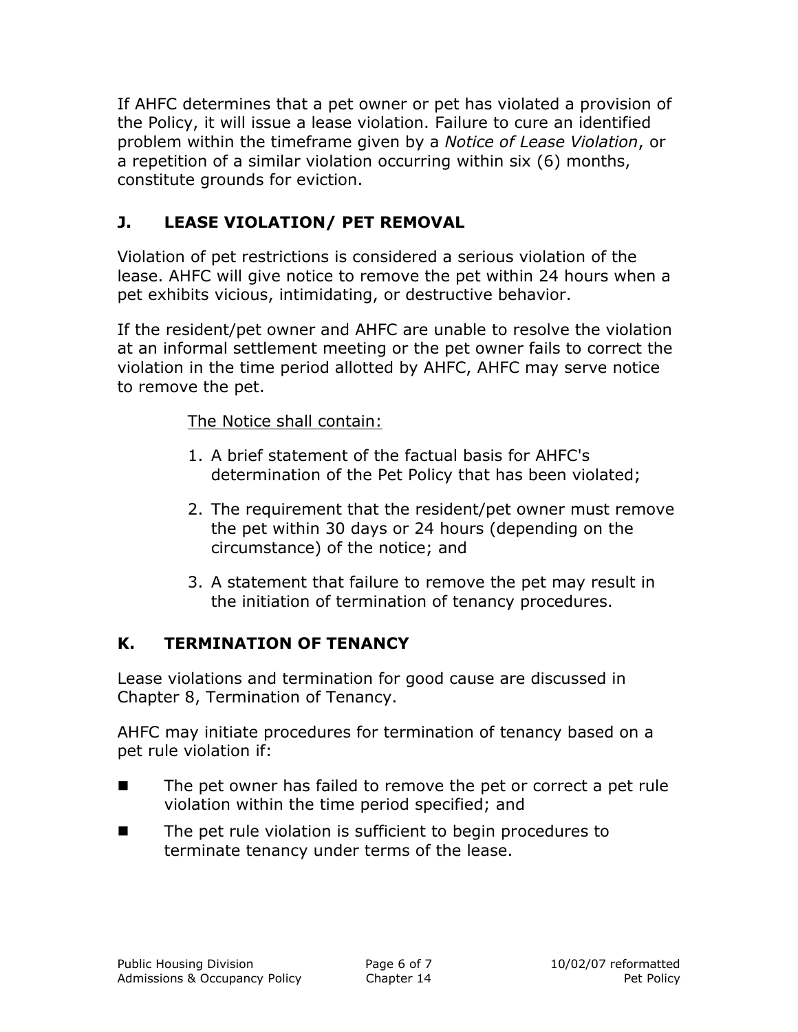If AHFC determines that a pet owner or pet has violated a provision of the Policy, it will issue a lease violation. Failure to cure an identified problem within the timeframe given by a *Notice of Lease Violation*, or a repetition of a similar violation occurring within six (6) months, constitute grounds for eviction.

## J. LEASE VIOLATION/ PET REMOVAL

Violation of pet restrictions is considered a serious violation of the lease. AHFC will give notice to remove the pet within 24 hours when a pet exhibits vicious, intimidating, or destructive behavior.

If the resident/pet owner and AHFC are unable to resolve the violation at an informal settlement meeting or the pet owner fails to correct the violation in the time period allotted by AHFC, AHFC may serve notice to remove the pet.

<u>The Notice shall contain:</u>

1. A brief statement of the factual basis for AHFC's determination of the Pet Policy that has been violated;
2. The requirement that the resident/pet owner must remove the pet within 30 days or 24 hours (depending on the circumstance) of the notice; and
3. A statement that failure to remove the pet may result in the initiation of termination of tenancy procedures.

## K. TERMINATION OF TENANCY

Lease violations and termination for good cause are discussed in Chapter 8, Termination of Tenancy.

AHFC may initiate procedures for termination of tenancy based on a pet rule violation if:

- The pet owner has failed to remove the pet or correct a pet rule violation within the time period specified; and
- The pet rule violation is sufficient to begin procedures to terminate tenancy under terms of the lease.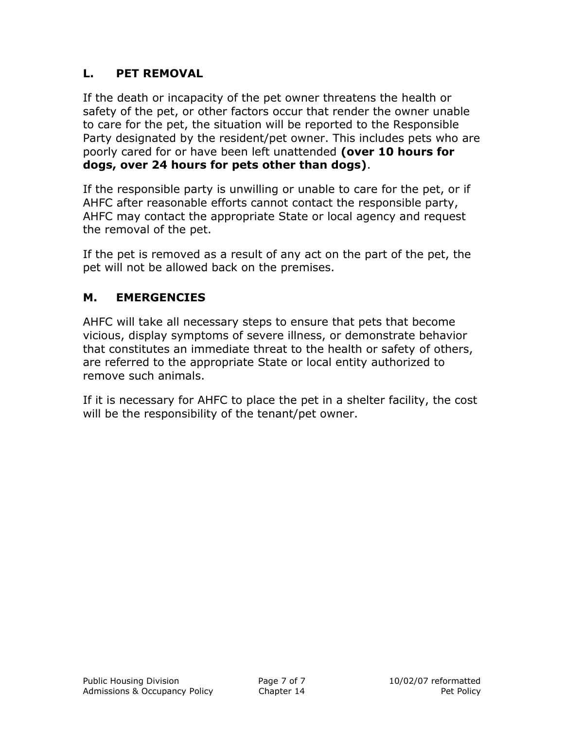## L. PET REMOVAL

If the death or incapacity of the pet owner threatens the health or safety of the pet, or other factors occur that render the owner unable to care for the pet, the situation will be reported to the Responsible Party designated by the resident/pet owner. This includes pets who are poorly cared for or have been left unattended **(over 10 hours for dogs, over 24 hours for pets other than dogs)**.

If the responsible party is unwilling or unable to care for the pet, or if AHFC after reasonable efforts cannot contact the responsible party, AHFC may contact the appropriate State or local agency and request the removal of the pet.

If the pet is removed as a result of any act on the part of the pet, the pet will not be allowed back on the premises.

## M. EMERGENCIES

AHFC will take all necessary steps to ensure that pets that become vicious, display symptoms of severe illness, or demonstrate behavior that constitutes an immediate threat to the health or safety of others, are referred to the appropriate State or local entity authorized to remove such animals.

If it is necessary for AHFC to place the pet in a shelter facility, the cost will be the responsibility of the tenant/pet owner.